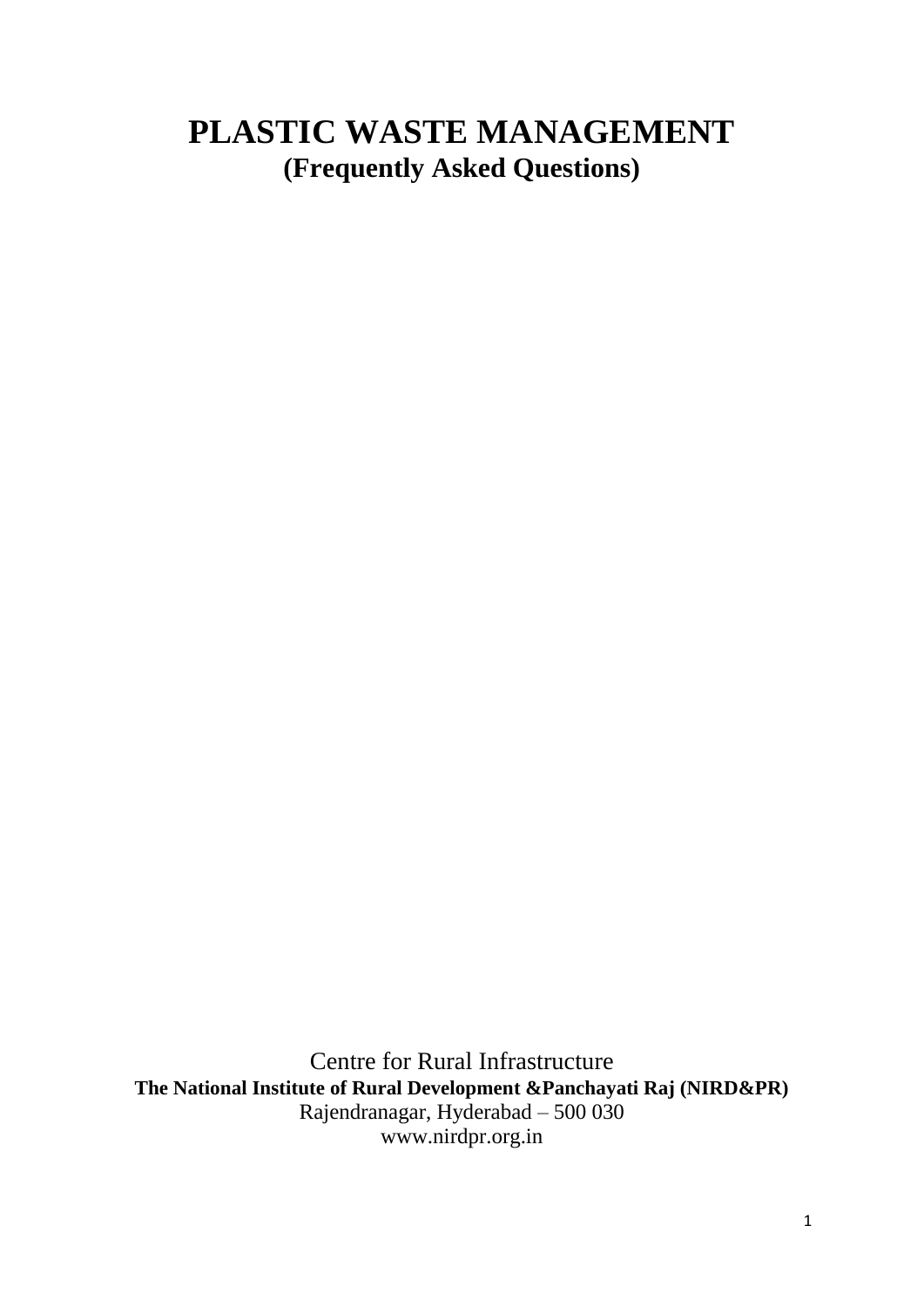# PLASTIC WASTE MANAGEMENT

## (Frequently Asked Questions)

Centre for Rural Infrastructure

**The National Institute of Rural Development &Panchayati Raj (NIRD&PR)**

Rajendranagar, Hyderabad – 500 030

www.nirdpr.org.in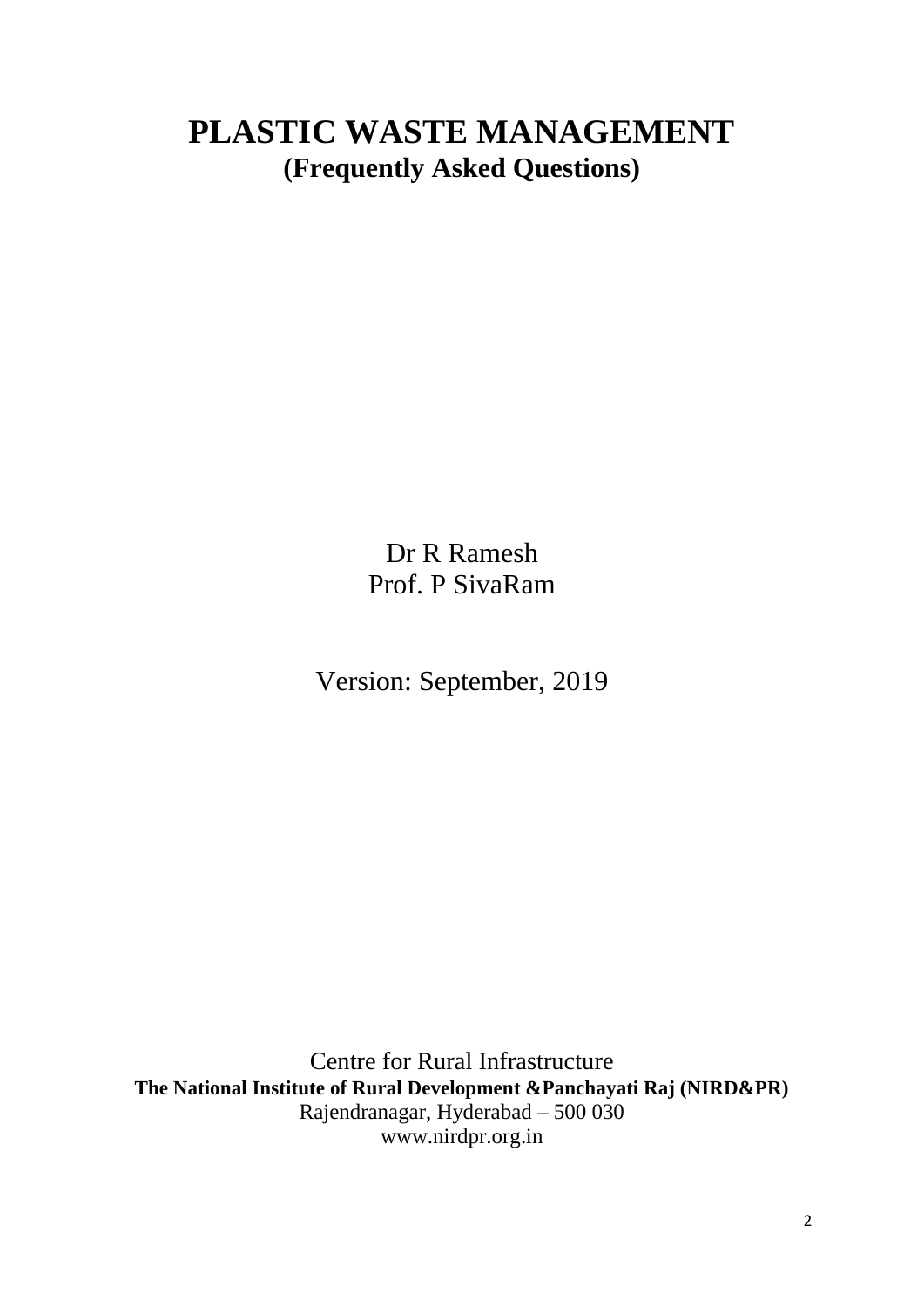# PLASTIC WASTE MANAGEMENT

## (Frequently Asked Questions)

Dr R Ramesh

Prof. P SivaRam

Version: September, 2019

Centre for Rural Infrastructure

**The National Institute of Rural Development &Panchayati Raj (NIRD&PR)**

Rajendranagar, Hyderabad – 500 030

www.nirdpr.org.in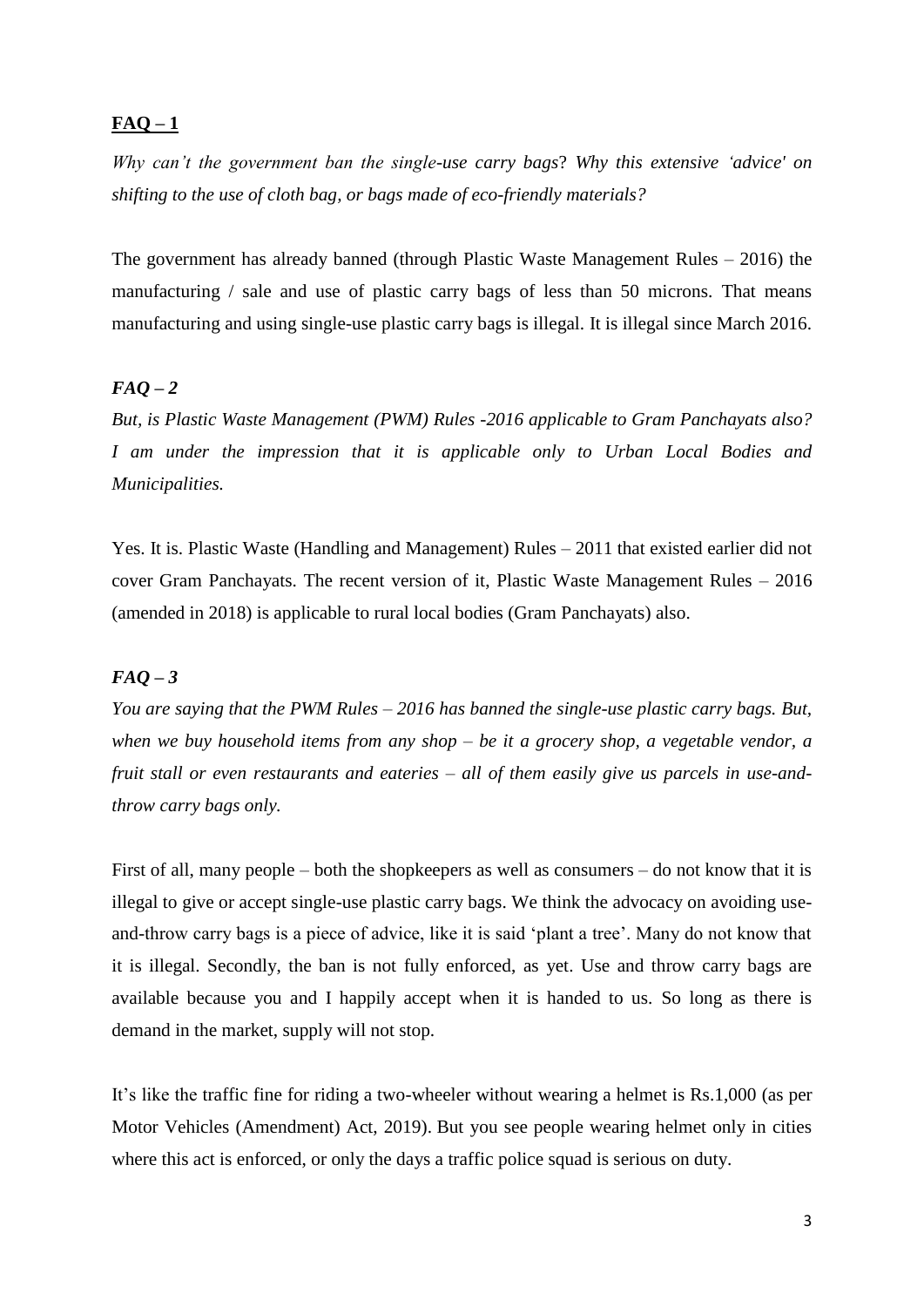## FAQ – 1

*Why can't the government ban the single-use carry bags? Why this extensive 'advice' on shifting to the use of cloth bag, or bags made of eco-friendly materials?*

The government has already banned (through Plastic Waste Management Rules – 2016) the manufacturing / sale and use of plastic carry bags of less than 50 microns. That means manufacturing and using single-use plastic carry bags is illegal. It is illegal since March 2016.

## *FAQ – 2*

*But, is Plastic Waste Management (PWM) Rules -2016 applicable to Gram Panchayats also? I am under the impression that it is applicable only to Urban Local Bodies and Municipalities.*

Yes. It is. Plastic Waste (Handling and Management) Rules – 2011 that existed earlier did not cover Gram Panchayats. The recent version of it, Plastic Waste Management Rules – 2016 (amended in 2018) is applicable to rural local bodies (Gram Panchayats) also.

## *FAQ – 3*

*You are saying that the PWM Rules – 2016 has banned the single-use plastic carry bags. But, when we buy household items from any shop – be it a grocery shop, a vegetable vendor, a fruit stall or even restaurants and eateries – all of them easily give us parcels in use-and-throw carry bags only.*

First of all, many people – both the shopkeepers as well as consumers – do not know that it is illegal to give or accept single-use plastic carry bags. We think the advocacy on avoiding use-and-throw carry bags is a piece of advice, like it is said 'plant a tree'. Many do not know that it is illegal. Secondly, the ban is not fully enforced, as yet. Use and throw carry bags are available because you and I happily accept when it is handed to us. So long as there is demand in the market, supply will not stop.

It's like the traffic fine for riding a two-wheeler without wearing a helmet is Rs.1,000 (as per Motor Vehicles (Amendment) Act, 2019). But you see people wearing helmet only in cities where this act is enforced, or only the days a traffic police squad is serious on duty.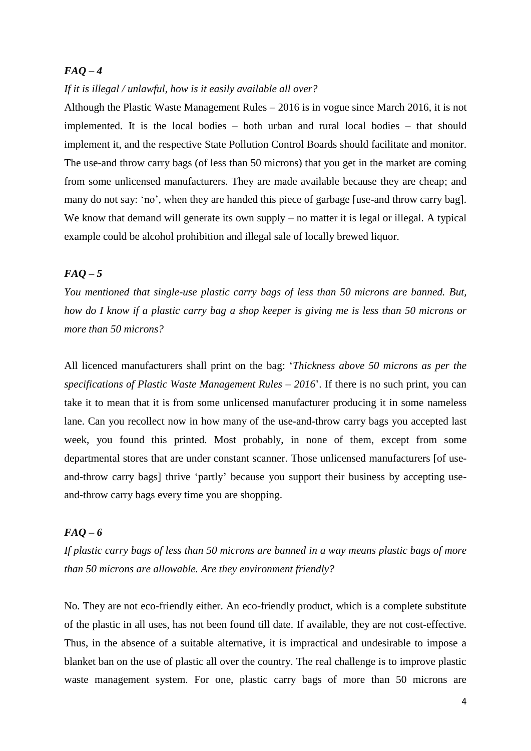### *FAQ – 4*

*If it is illegal / unlawful, how is it easily available all over?*

Although the Plastic Waste Management Rules – 2016 is in vogue since March 2016, it is not implemented. It is the local bodies – both urban and rural local bodies – that should implement it, and the respective State Pollution Control Boards should facilitate and monitor. The use-and throw carry bags (of less than 50 microns) that you get in the market are coming from some unlicensed manufacturers. They are made available because they are cheap; and many do not say: 'no', when they are handed this piece of garbage [use-and throw carry bag]. We know that demand will generate its own supply – no matter it is legal or illegal. A typical example could be alcohol prohibition and illegal sale of locally brewed liquor.

### *FAQ – 5*

*You mentioned that single-use plastic carry bags of less than 50 microns are banned. But, how do I know if a plastic carry bag a shop keeper is giving me is less than 50 microns or more than 50 microns?*

All licenced manufacturers shall print on the bag: '*Thickness above 50 microns as per the specifications of Plastic Waste Management Rules – 2016*'. If there is no such print, you can take it to mean that it is from some unlicensed manufacturer producing it in some nameless lane. Can you recollect now in how many of the use-and-throw carry bags you accepted last week, you found this printed. Most probably, in none of them, except from some departmental stores that are under constant scanner. Those unlicensed manufacturers [of use-and-throw carry bags] thrive 'partly' because you support their business by accepting use-and-throw carry bags every time you are shopping.

### *FAQ – 6*

*If plastic carry bags of less than 50 microns are banned in a way means plastic bags of more than 50 microns are allowable. Are they environment friendly?*

No. They are not eco-friendly either. An eco-friendly product, which is a complete substitute of the plastic in all uses, has not been found till date. If available, they are not cost-effective. Thus, in the absence of a suitable alternative, it is impractical and undesirable to impose a blanket ban on the use of plastic all over the country. The real challenge is to improve plastic waste management system. For one, plastic carry bags of more than 50 microns are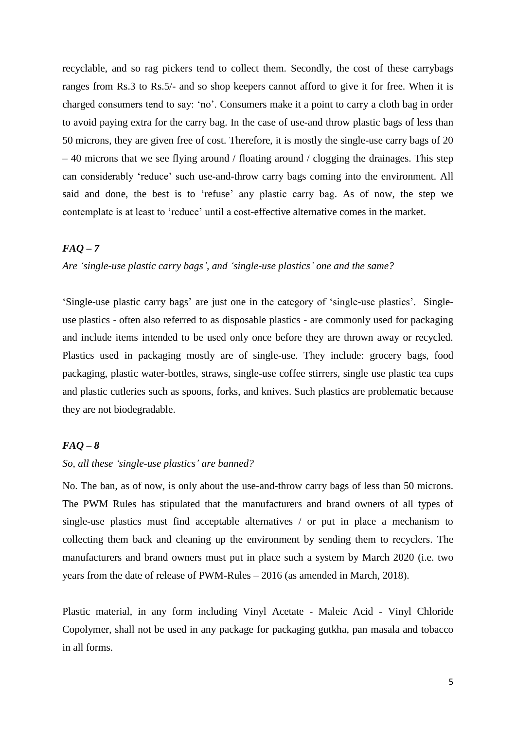recyclable, and so rag pickers tend to collect them. Secondly, the cost of these carrybags ranges from Rs.3 to Rs.5/- and so shop keepers cannot afford to give it for free. When it is charged consumers tend to say: 'no'. Consumers make it a point to carry a cloth bag in order to avoid paying extra for the carry bag. In the case of use-and throw plastic bags of less than 50 microns, they are given free of cost. Therefore, it is mostly the single-use carry bags of 20 – 40 microns that we see flying around / floating around / clogging the drainages. This step can considerably 'reduce' such use-and-throw carry bags coming into the environment. All said and done, the best is to 'refuse' any plastic carry bag. As of now, the step we contemplate is at least to 'reduce' until a cost-effective alternative comes in the market.

### *FAQ – 7*

*Are 'single-use plastic carry bags', and 'single-use plastics' one and the same?*

'Single-use plastic carry bags' are just one in the category of 'single-use plastics'. Single-use plastics - often also referred to as disposable plastics - are commonly used for packaging and include items intended to be used only once before they are thrown away or recycled. Plastics used in packaging mostly are of single-use. They include: grocery bags, food packaging, plastic water-bottles, straws, single-use coffee stirrers, single use plastic tea cups and plastic cutleries such as spoons, forks, and knives. Such plastics are problematic because they are not biodegradable.

### *FAQ – 8*

*So, all these 'single-use plastics' are banned?*

No. The ban, as of now, is only about the use-and-throw carry bags of less than 50 microns. The PWM Rules has stipulated that the manufacturers and brand owners of all types of single-use plastics must find acceptable alternatives / or put in place a mechanism to collecting them back and cleaning up the environment by sending them to recyclers. The manufacturers and brand owners must put in place such a system by March 2020 (i.e. two years from the date of release of PWM-Rules – 2016 (as amended in March, 2018).

Plastic material, in any form including Vinyl Acetate - Maleic Acid - Vinyl Chloride Copolymer, shall not be used in any package for packaging gutkha, pan masala and tobacco in all forms.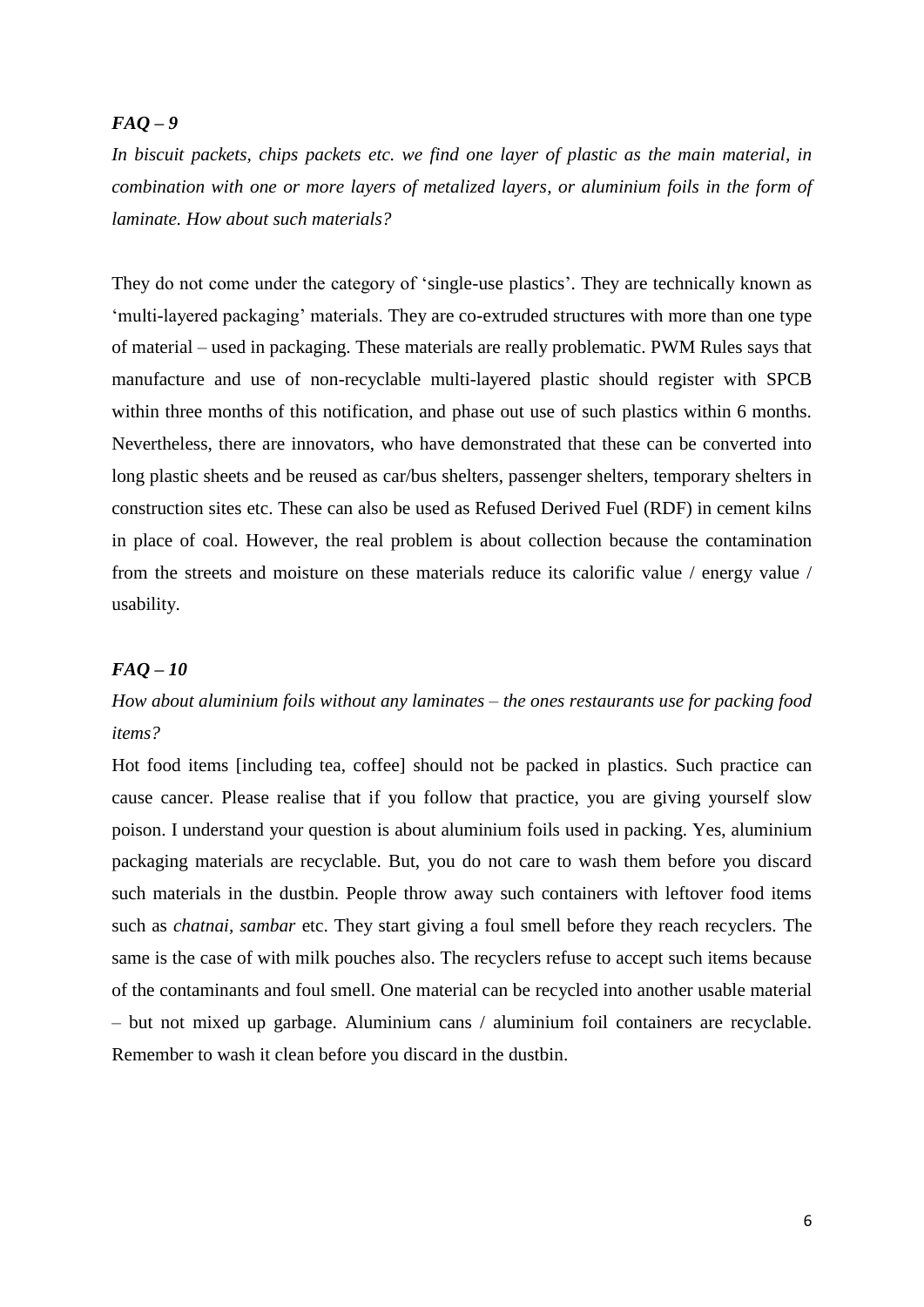***FAQ – 9***

*In biscuit packets, chips packets etc. we find one layer of plastic as the main material, in combination with one or more layers of metalized layers, or aluminium foils in the form of laminate. How about such materials?*

They do not come under the category of 'single-use plastics'. They are technically known as 'multi-layered packaging' materials. They are co-extruded structures with more than one type of material – used in packaging. These materials are really problematic. PWM Rules says that manufacture and use of non-recyclable multi-layered plastic should register with SPCB within three months of this notification, and phase out use of such plastics within 6 months. Nevertheless, there are innovators, who have demonstrated that these can be converted into long plastic sheets and be reused as car/bus shelters, passenger shelters, temporary shelters in construction sites etc. These can also be used as Refused Derived Fuel (RDF) in cement kilns in place of coal. However, the real problem is about collection because the contamination from the streets and moisture on these materials reduce its calorific value / energy value / usability.

***FAQ – 10***

*How about aluminium foils without any laminates – the ones restaurants use for packing food items?*

Hot food items [including tea, coffee] should not be packed in plastics. Such practice can cause cancer. Please realise that if you follow that practice, you are giving yourself slow poison. I understand your question is about aluminium foils used in packing. Yes, aluminium packaging materials are recyclable. But, you do not care to wash them before you discard such materials in the dustbin. People throw away such containers with leftover food items such as *chatnai, sambar* etc. They start giving a foul smell before they reach recyclers. The same is the case of with milk pouches also. The recyclers refuse to accept such items because of the contaminants and foul smell. One material can be recycled into another usable material – but not mixed up garbage. Aluminium cans / aluminium foil containers are recyclable. Remember to wash it clean before you discard in the dustbin.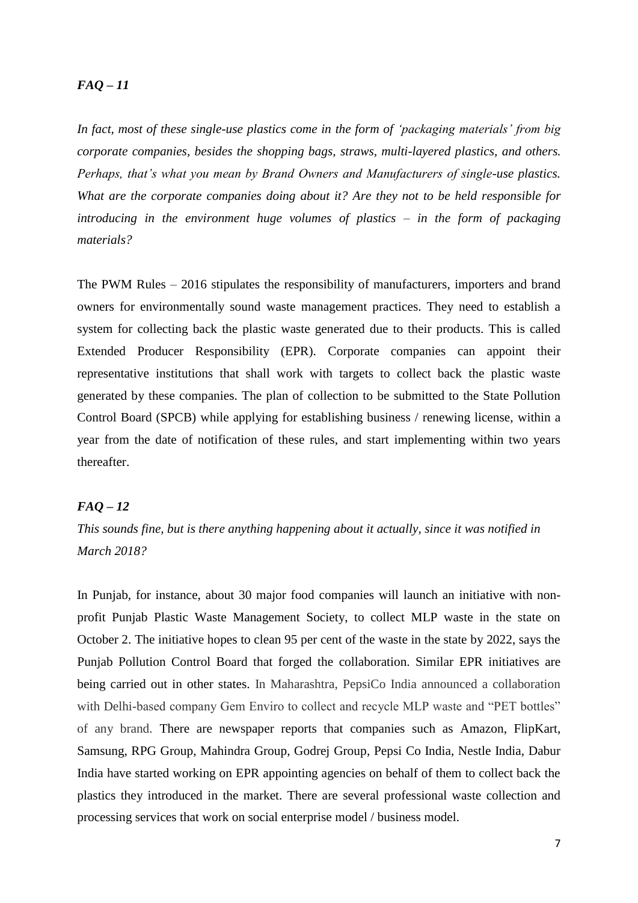### *FAQ – 11*

*In fact, most of these single-use plastics come in the form of 'packaging materials' from big corporate companies, besides the shopping bags, straws, multi-layered plastics, and others. Perhaps, that's what you mean by Brand Owners and Manufacturers of single-use plastics. What are the corporate companies doing about it? Are they not to be held responsible for introducing in the environment huge volumes of plastics – in the form of packaging materials?*

The PWM Rules – 2016 stipulates the responsibility of manufacturers, importers and brand owners for environmentally sound waste management practices. They need to establish a system for collecting back the plastic waste generated due to their products. This is called Extended Producer Responsibility (EPR). Corporate companies can appoint their representative institutions that shall work with targets to collect back the plastic waste generated by these companies. The plan of collection to be submitted to the State Pollution Control Board (SPCB) while applying for establishing business / renewing license, within a year from the date of notification of these rules, and start implementing within two years thereafter.

### *FAQ – 12*

*This sounds fine, but is there anything happening about it actually, since it was notified in March 2018?*

In Punjab, for instance, about 30 major food companies will launch an initiative with non-profit Punjab Plastic Waste Management Society, to collect MLP waste in the state on October 2. The initiative hopes to clean 95 per cent of the waste in the state by 2022, says the Punjab Pollution Control Board that forged the collaboration. Similar EPR initiatives are being carried out in other states. In Maharashtra, PepsiCo India announced a collaboration with Delhi-based company Gem Enviro to collect and recycle MLP waste and "PET bottles" of any brand. There are newspaper reports that companies such as Amazon, FlipKart, Samsung, RPG Group, Mahindra Group, Godrej Group, Pepsi Co India, Nestle India, Dabur India have started working on EPR appointing agencies on behalf of them to collect back the plastics they introduced in the market. There are several professional waste collection and processing services that work on social enterprise model / business model.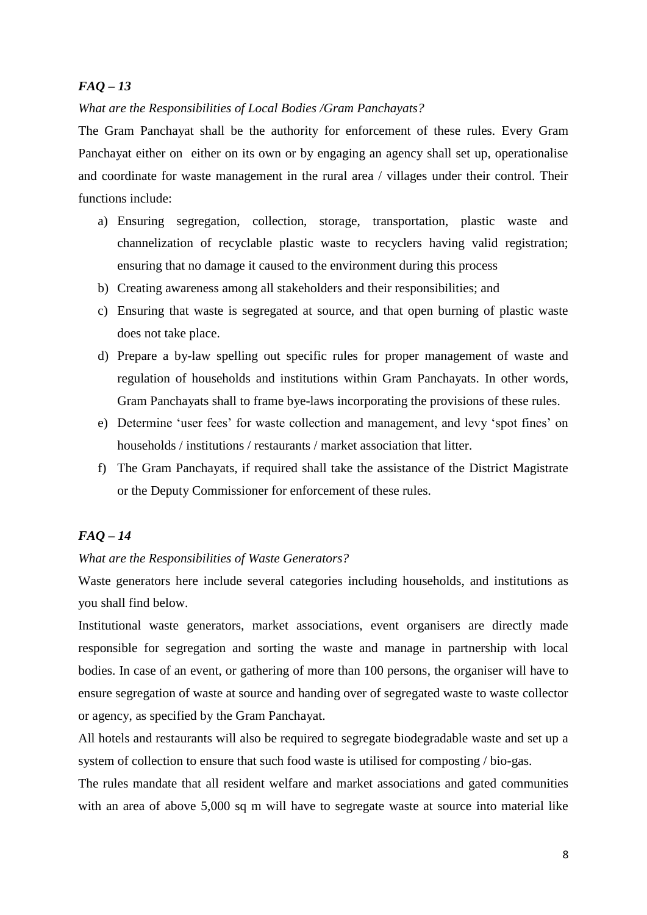***FAQ – 13***

*What are the Responsibilities of Local Bodies /Gram Panchayats?*

The Gram Panchayat shall be the authority for enforcement of these rules. Every Gram Panchayat either on either on its own or by engaging an agency shall set up, operationalise and coordinate for waste management in the rural area / villages under their control. Their functions include:

a) Ensuring segregation, collection, storage, transportation, plastic waste and channelization of recyclable plastic waste to recyclers having valid registration; ensuring that no damage it caused to the environment during this process
b) Creating awareness among all stakeholders and their responsibilities; and
c) Ensuring that waste is segregated at source, and that open burning of plastic waste does not take place.
d) Prepare a by-law spelling out specific rules for proper management of waste and regulation of households and institutions within Gram Panchayats. In other words, Gram Panchayats shall to frame bye-laws incorporating the provisions of these rules.
e) Determine 'user fees' for waste collection and management, and levy 'spot fines' on households / institutions / restaurants / market association that litter.
f) The Gram Panchayats, if required shall take the assistance of the District Magistrate or the Deputy Commissioner for enforcement of these rules.

***FAQ – 14***

*What are the Responsibilities of Waste Generators?*

Waste generators here include several categories including households, and institutions as you shall find below.

Institutional waste generators, market associations, event organisers are directly made responsible for segregation and sorting the waste and manage in partnership with local bodies. In case of an event, or gathering of more than 100 persons, the organiser will have to ensure segregation of waste at source and handing over of segregated waste to waste collector or agency, as specified by the Gram Panchayat.

All hotels and restaurants will also be required to segregate biodegradable waste and set up a system of collection to ensure that such food waste is utilised for composting / bio-gas.

The rules mandate that all resident welfare and market associations and gated communities with an area of above 5,000 sq m will have to segregate waste at source into material like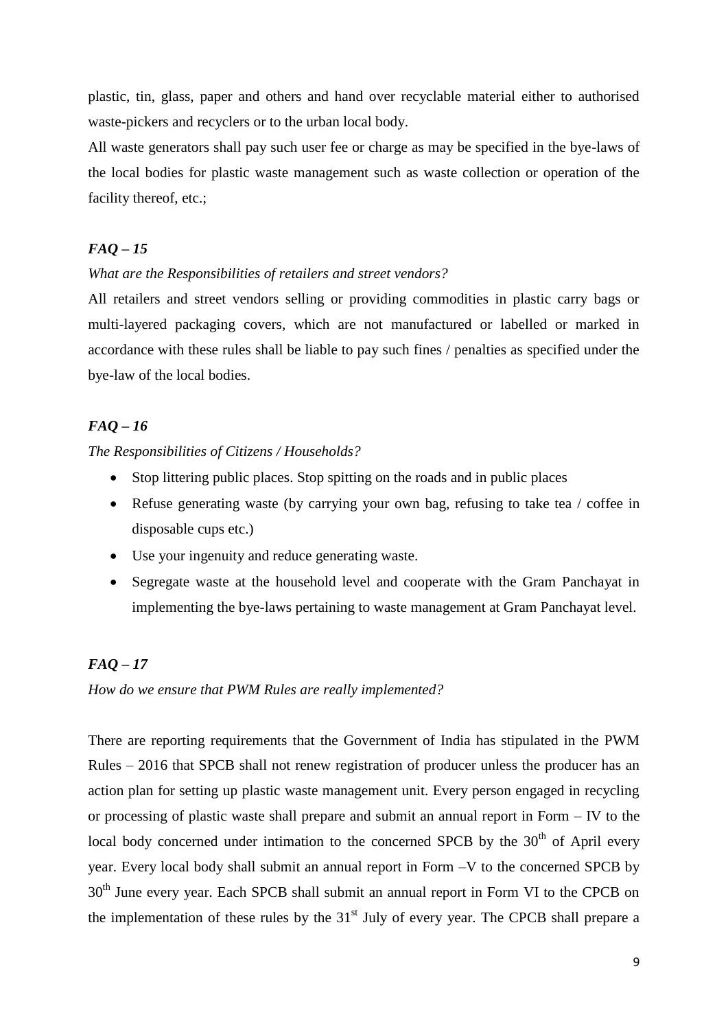plastic, tin, glass, paper and others and hand over recyclable material either to authorised waste-pickers and recyclers or to the urban local body.

All waste generators shall pay such user fee or charge as may be specified in the bye-laws of the local bodies for plastic waste management such as waste collection or operation of the facility thereof, etc.;

### *FAQ – 15*

*What are the Responsibilities of retailers and street vendors?*

All retailers and street vendors selling or providing commodities in plastic carry bags or multi-layered packaging covers, which are not manufactured or labelled or marked in accordance with these rules shall be liable to pay such fines / penalties as specified under the bye-law of the local bodies.

### *FAQ – 16*

*The Responsibilities of Citizens / Households?*

- Stop littering public places. Stop spitting on the roads and in public places
- Refuse generating waste (by carrying your own bag, refusing to take tea / coffee in disposable cups etc.)
- Use your ingenuity and reduce generating waste.
- Segregate waste at the household level and cooperate with the Gram Panchayat in implementing the bye-laws pertaining to waste management at Gram Panchayat level.

### *FAQ – 17*

*How do we ensure that PWM Rules are really implemented?*

There are reporting requirements that the Government of India has stipulated in the PWM Rules – 2016 that SPCB shall not renew registration of producer unless the producer has an action plan for setting up plastic waste management unit. Every person engaged in recycling or processing of plastic waste shall prepare and submit an annual report in Form – IV to the local body concerned under intimation to the concerned SPCB by the 30th of April every year. Every local body shall submit an annual report in Form –V to the concerned SPCB by 30th June every year. Each SPCB shall submit an annual report in Form VI to the CPCB on the implementation of these rules by the 31st July of every year. The CPCB shall prepare a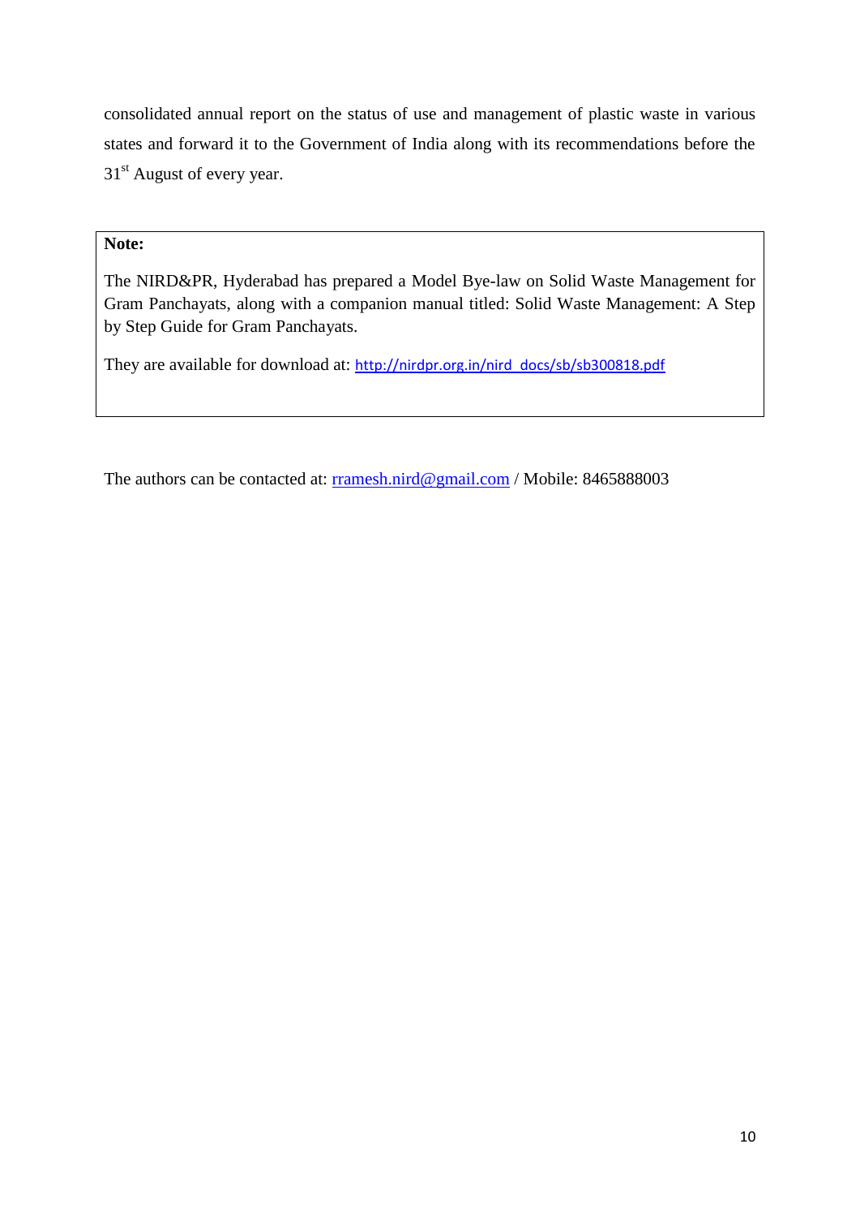consolidated annual report on the status of use and management of plastic waste in various states and forward it to the Government of India along with its recommendations before the 31st August of every year.

**Note:**

The NIRD&PR, Hyderabad has prepared a Model Bye-law on Solid Waste Management for Gram Panchayats, along with a companion manual titled: Solid Waste Management: A Step by Step Guide for Gram Panchayats.

They are available for download at: http://nirdpr.org.in/nird_docs/sb/sb300818.pdf

The authors can be contacted at: rramesh.nird@gmail.com / Mobile: 8465888003